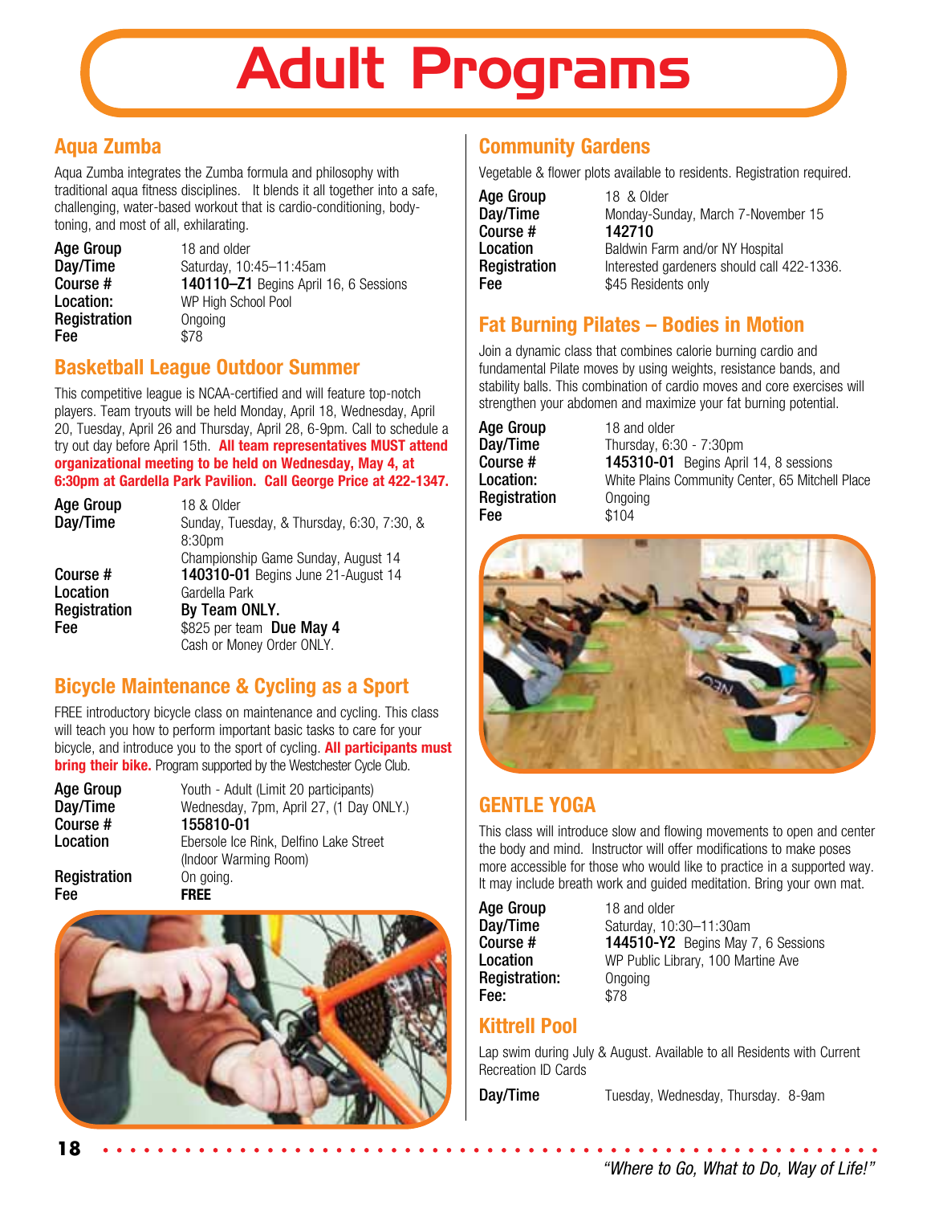# Adult Programs

## Aqua Zumba

Aqua Zumba integrates the Zumba formula and philosophy with traditional aqua fitness disciplines. It blends it all together into a safe, challenging, water-based workout that is cardio-conditioning, body-toning, and most of all, exhilarating.

**Age Group** 18 and older
**Day/Time** Saturday, 10:45–11:45am
**Course #** **140110–Z1** Begins April 16, 6 Sessions
**Location:** WP High School Pool
**Registration** Ongoing
**Fee** $78

## Basketball League Outdoor Summer

This competitive league is NCAA-certified and will feature top-notch players. Team tryouts will be held Monday, April 18, Wednesday, April 20, Tuesday, April 26 and Thursday, April 28, 6-9pm. Call to schedule a try out day before April 15th. **All team representatives MUST attend organizational meeting to be held on Wednesday, May 4, at 6:30pm at Gardella Park Pavilion. Call George Price at 422-1347.**

**Age Group** 18 & Older
**Day/Time** Sunday, Tuesday, & Thursday, 6:30, 7:30, & 8:30pm
Championship Game Sunday, August 14
**Course #** **140310-01** Begins June 21-August 14
**Location** Gardella Park
**Registration** **By Team ONLY.**
**Fee** $825 per team **Due May 4**
Cash or Money Order ONLY.

## Bicycle Maintenance & Cycling as a Sport

FREE introductory bicycle class on maintenance and cycling. This class will teach you how to perform important basic tasks to care for your bicycle, and introduce you to the sport of cycling. **All participants must bring their bike.** Program supported by the Westchester Cycle Club.

**Age Group** Youth - Adult (Limit 20 participants)
**Day/Time** Wednesday, 7pm, April 27, (1 Day ONLY.)
**Course #** **155810-01**
**Location** Ebersole Ice Rink, Delfino Lake Street (Indoor Warming Room)
**Registration** On going.
**Fee** **FREE**

## Community Gardens

Vegetable & flower plots available to residents. Registration required.

**Age Group** 18 & Older
**Day/Time** Monday-Sunday, March 7-November 15
**Course #** **142710**
**Location** Baldwin Farm and/or NY Hospital
**Registration** Interested gardeners should call 422-1336.
**Fee** $45 Residents only

## Fat Burning Pilates – Bodies in Motion

Join a dynamic class that combines calorie burning cardio and fundamental Pilate moves by using weights, resistance bands, and stability balls. This combination of cardio moves and core exercises will strengthen your abdomen and maximize your fat burning potential.

**Age Group** 18 and older
**Day/Time** Thursday, 6:30 - 7:30pm
**Course #** **145310-01** Begins April 14, 8 sessions
**Location:** White Plains Community Center, 65 Mitchell Place
**Registration** Ongoing
**Fee** $104

## GENTLE YOGA

This class will introduce slow and flowing movements to open and center the body and mind. Instructor will offer modifications to make poses more accessible for those who would like to practice in a supported way. It may include breath work and guided meditation. Bring your own mat.

**Age Group** 18 and older
**Day/Time** Saturday, 10:30–11:30am
**Course #** **144510-Y2** Begins May 7, 6 Sessions
**Location** WP Public Library, 100 Martine Ave
**Registration:** Ongoing
**Fee:** $78

## Kittrell Pool

Lap swim during July & August. Available to all Residents with Current Recreation ID Cards

**Day/Time** Tuesday, Wednesday, Thursday. 8-9am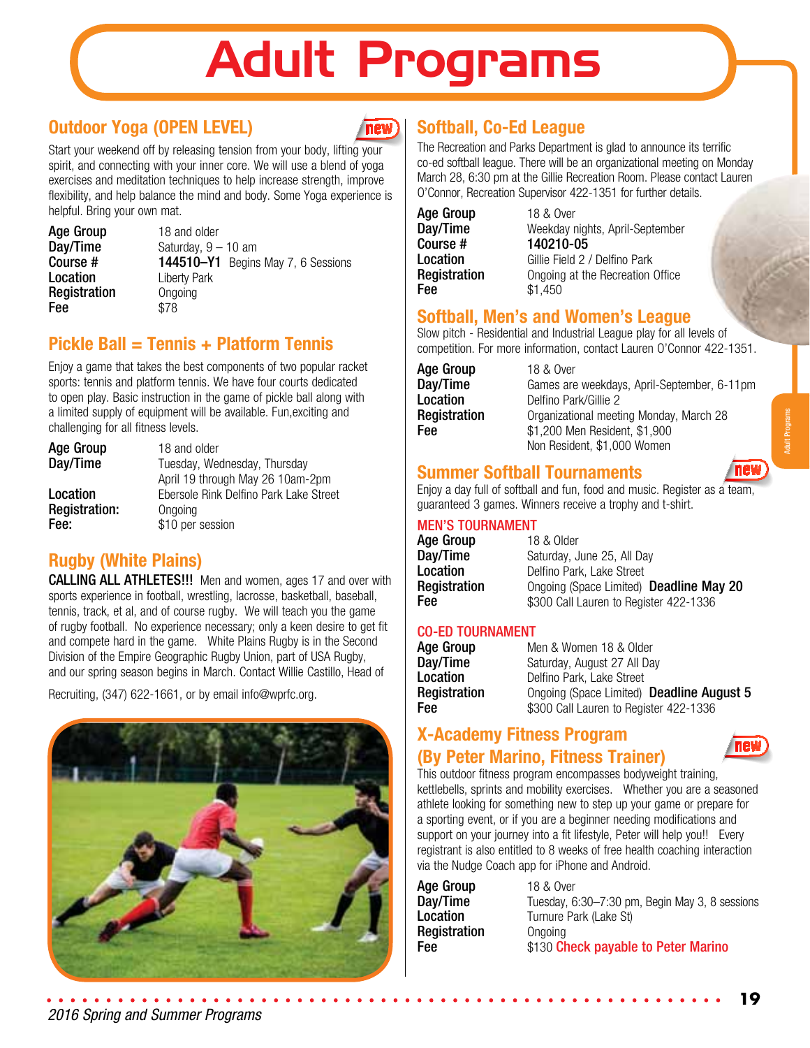# Adult Programs

## Outdoor Yoga (OPEN LEVEL)

new

Start your weekend off by releasing tension from your body, lifting your spirit, and connecting with your inner core. We will use a blend of yoga exercises and meditation techniques to help increase strength, improve flexibility, and help balance the mind and body. Some Yoga experience is helpful. Bring your own mat.

**Age Group** 18 and older
**Day/Time** Saturday, 9 – 10 am
**Course #** **144510–Y1** Begins May 7, 6 Sessions
**Location** Liberty Park
**Registration** Ongoing
**Fee** $78

## Pickle Ball = Tennis + Platform Tennis

Enjoy a game that takes the best components of two popular racket sports: tennis and platform tennis. We have four courts dedicated to open play. Basic instruction in the game of pickle ball along with a limited supply of equipment will be available. Fun,exciting and challenging for all fitness levels.

**Age Group** 18 and older
**Day/Time** Tuesday, Wednesday, Thursday
April 19 through May 26 10am-2pm
**Location** Ebersole Rink Delfino Park Lake Street
**Registration:** Ongoing
**Fee:** $10 per session

## Rugby (White Plains)

**CALLING ALL ATHLETES!!!** Men and women, ages 17 and over with sports experience in football, wrestling, lacrosse, basketball, baseball, tennis, track, et al, and of course rugby. We will teach you the game of rugby football. No experience necessary; only a keen desire to get fit and compete hard in the game. White Plains Rugby is in the Second Division of the Empire Geographic Rugby Union, part of USA Rugby, and our spring season begins in March. Contact Willie Castillo, Head of Recruiting, (347) 622-1661, or by email info@wprfc.org.

## Softball, Co-Ed League

The Recreation and Parks Department is glad to announce its terrific co-ed softball league. There will be an organizational meeting on Monday March 28, 6:30 pm at the Gillie Recreation Room. Please contact Lauren O'Connor, Recreation Supervisor 422-1351 for further details.

**Age Group** 18 & Over
**Day/Time** Weekday nights, April-September
**Course #** **140210-05**
**Location** Gillie Field 2 / Delfino Park
**Registration** Ongoing at the Recreation Office
**Fee** $1,450

## Softball, Men's and Women's League

Slow pitch - Residential and Industrial League play for all levels of competition. For more information, contact Lauren O'Connor 422-1351.

**Age Group** 18 & Over
**Day/Time** Games are weekdays, April-September, 6-11pm
**Location** Delfino Park/Gillie 2
**Registration** Organizational meeting Monday, March 28
**Fee** $1,200 Men Resident, $1,900 Non Resident, $1,000 Women

## Summer Softball Tournaments

new

Enjoy a day full of softball and fun, food and music. Register as a team, guaranteed 3 games. Winners receive a trophy and t-shirt.

### MEN'S TOURNAMENT

**Age Group** 18 & Older
**Day/Time** Saturday, June 25, All Day
**Location** Delfino Park, Lake Street
**Registration** Ongoing (Space Limited) **Deadline May 20**
**Fee** $300 Call Lauren to Register 422-1336

### CO-ED TOURNAMENT

**Age Group** Men & Women 18 & Older
**Day/Time** Saturday, August 27 All Day
**Location** Delfino Park, Lake Street
**Registration** Ongoing (Space Limited) **Deadline August 5**
**Fee** $300 Call Lauren to Register 422-1336

## X-Academy Fitness Program (By Peter Marino, Fitness Trainer)

new

This outdoor fitness program encompasses bodyweight training, kettlebells, sprints and mobility exercises. Whether you are a seasoned athlete looking for something new to step up your game or prepare for a sporting event, or if you are a beginner needing modifications and support on your journey into a fit lifestyle, Peter will help you!! Every registrant is also entitled to 8 weeks of free health coaching interaction via the Nudge Coach app for iPhone and Android.

**Age Group** 18 & Over
**Day/Time** Tuesday, 6:30–7:30 pm, Begin May 3, 8 sessions
**Location** Turnure Park (Lake St)
**Registration** Ongoing
**Fee** $130 Check payable to Peter Marino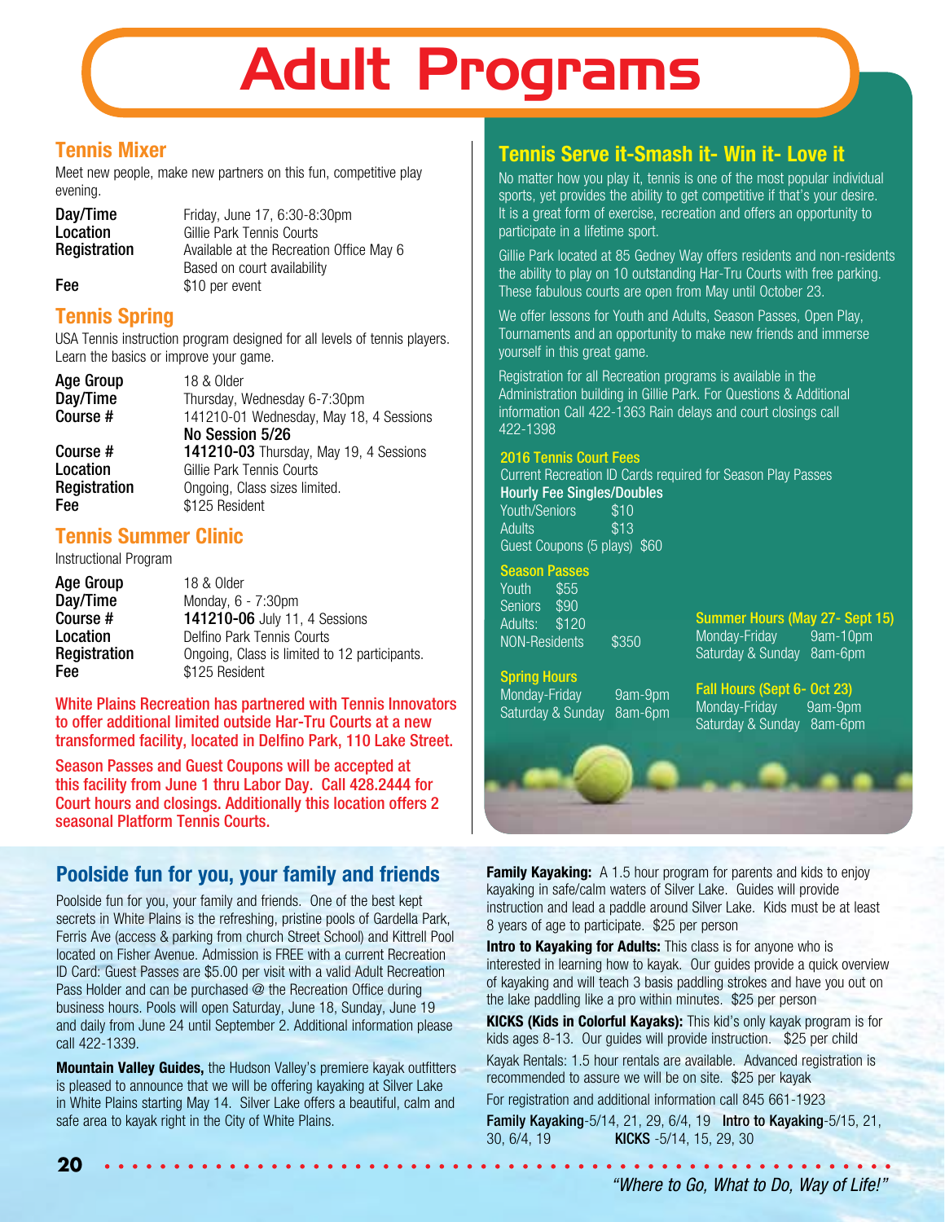# Adult Programs

## Tennis Mixer

Meet new people, make new partners on this fun, competitive play evening.

| | |
|---|---|
| **Day/Time** | Friday, June 17, 6:30-8:30pm |
| **Location** | Gillie Park Tennis Courts |
| **Registration** | Available at the Recreation Office May 6 Based on court availability |
| **Fee** | $10 per event |

## Tennis Spring

USA Tennis instruction program designed for all levels of tennis players. Learn the basics or improve your game.

| | |
|---|---|
| **Age Group** | 18 & Older |
| **Day/Time** | Thursday, Wednesday 6-7:30pm |
| **Course #** | 141210-01 Wednesday, May 18, 4 Sessions **No Session 5/26** |
| **Course #** | **141210-03** Thursday, May 19, 4 Sessions |
| **Location** | Gillie Park Tennis Courts |
| **Registration** | Ongoing, Class sizes limited. |
| **Fee** | $125 Resident |

## Tennis Summer Clinic

Instructional Program

| | |
|---|---|
| **Age Group** | 18 & Older |
| **Day/Time** | Monday, 6 - 7:30pm |
| **Course #** | **141210-06** July 11, 4 Sessions |
| **Location** | Delfino Park Tennis Courts |
| **Registration** | Ongoing, Class is limited to 12 participants. |
| **Fee** | $125 Resident |

**White Plains Recreation has partnered with Tennis Innovators to offer additional limited outside Har-Tru Courts at a new transformed facility, located in Delfino Park, 110 Lake Street.**

**Season Passes and Guest Coupons will be accepted at this facility from June 1 thru Labor Day. Call 428.2444 for Court hours and closings. Additionally this location offers 2 seasonal Platform Tennis Courts.**

## Tennis Serve it-Smash it- Win it- Love it

No matter how you play it, tennis is one of the most popular individual sports, yet provides the ability to get competitive if that's your desire. It is a great form of exercise, recreation and offers an opportunity to participate in a lifetime sport.

Gillie Park located at 85 Gedney Way offers residents and non-residents the ability to play on 10 outstanding Har-Tru Courts with free parking. These fabulous courts are open from May until October 23.

We offer lessons for Youth and Adults, Season Passes, Open Play, Tournaments and an opportunity to make new friends and immerse yourself in this great game.

Registration for all Recreation programs is available in the Administration building in Gillie Park. For Questions & Additional information Call 422-1363 Rain delays and court closings call 422-1398

### 2016 Tennis Court Fees

Current Recreation ID Cards required for Season Play Passes

**Hourly Fee Singles/Doubles**

| | |
|---|---|
| Youth/Seniors | $10 |
| Adults | $13 |
| Guest Coupons (5 plays) | $60 |

### Season Passes

| | |
|---|---|
| Youth | $55 |
| Seniors | $90 |
| Adults: | $120 |
| NON-Residents | $350 |

### Spring Hours

Monday-Friday 9am-9pm
Saturday & Sunday 8am-6pm

### Summer Hours (May 27- Sept 15)

Monday-Friday 9am-10pm
Saturday & Sunday 8am-6pm

### Fall Hours (Sept 6- Oct 23)

Monday-Friday 9am-9pm
Saturday & Sunday 8am-6pm

## Poolside fun for you, your family and friends

Poolside fun for you, your family and friends. One of the best kept secrets in White Plains is the refreshing, pristine pools of Gardella Park, Ferris Ave (access & parking from church Street School) and Kittrell Pool located on Fisher Avenue. Admission is FREE with a current Recreation ID Card: Guest Passes are $5.00 per visit with a valid Adult Recreation Pass Holder and can be purchased @ the Recreation Office during business hours. Pools will open Saturday, June 18, Sunday, June 19 and daily from June 24 until September 2. Additional information please call 422-1339.

**Mountain Valley Guides,** the Hudson Valley's premiere kayak outfitters is pleased to announce that we will be offering kayaking at Silver Lake in White Plains starting May 14. Silver Lake offers a beautiful, calm and safe area to kayak right in the City of White Plains.

**Family Kayaking:** A 1.5 hour program for parents and kids to enjoy kayaking in safe/calm waters of Silver Lake. Guides will provide instruction and lead a paddle around Silver Lake. Kids must be at least 8 years of age to participate. $25 per person

**Intro to Kayaking for Adults:** This class is for anyone who is interested in learning how to kayak. Our guides provide a quick overview of kayaking and will teach 3 basis paddling strokes and have you out on the lake paddling like a pro within minutes. $25 per person

**KICKS (Kids in Colorful Kayaks):** This kid's only kayak program is for kids ages 8-13. Our guides will provide instruction. $25 per child

Kayak Rentals: 1.5 hour rentals are available. Advanced registration is recommended to assure we will be on site. $25 per kayak

For registration and additional information call 845 661-1923

**Family Kayaking**-5/14, 21, 29, 6/4, 19 **Intro to Kayaking**-5/15, 21, 30, 6/4, 19 **KICKS** -5/14, 15, 29, 30

*"Where to Go, What to Do, Way of Life!"*